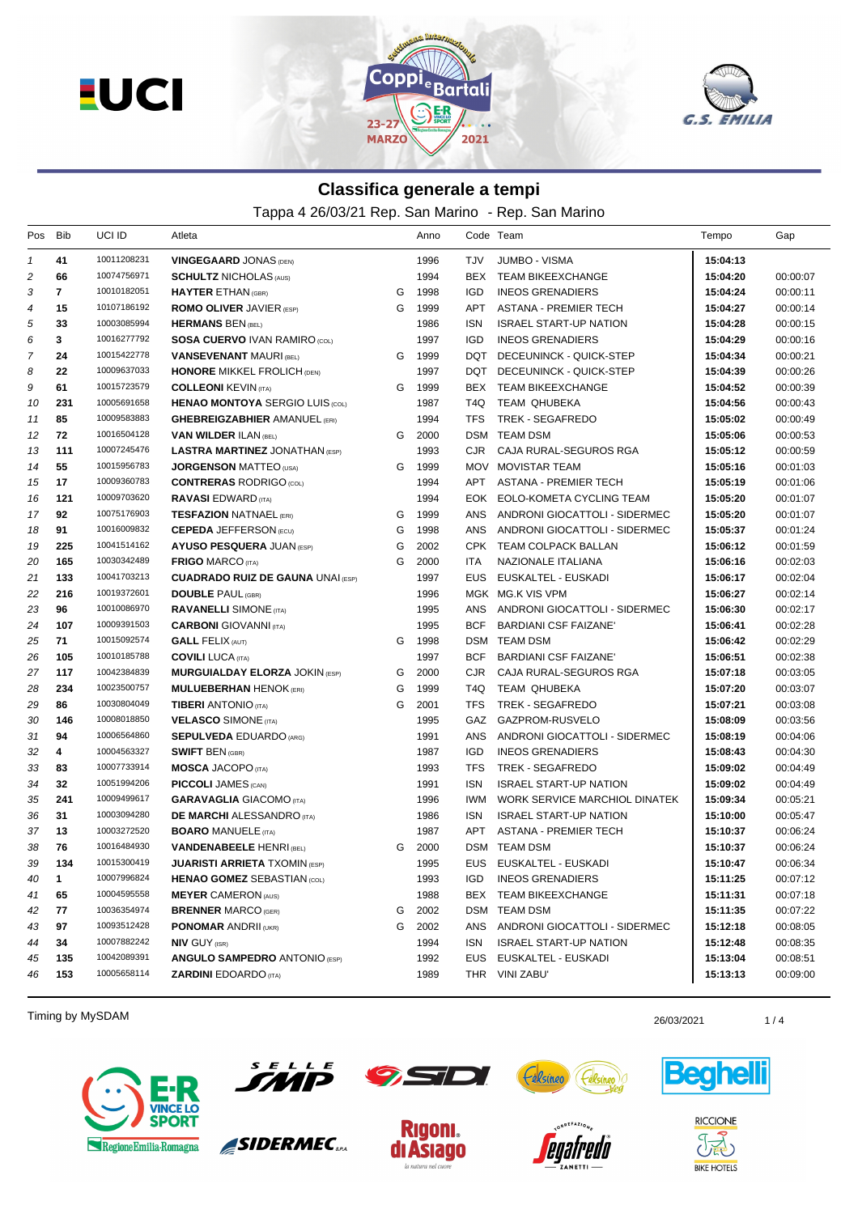# Classifica generale a tempi

Tappa 4 26/03/21 Rep. San Marino - Rep. San Marino

| Pos | Bib | UCI ID | Atleta | | Anno | Code | Team | Tempo | Gap |
|---|---|---|---|---|---|---|---|---|---|
| 1 | 41 | 10011208231 | **VINGEGAARD** JONAS (DEN) | | 1996 | TJV | JUMBO - VISMA | **15:04:13** | |
| 2 | 66 | 10074756971 | **SCHULTZ** NICHOLAS (AUS) | | 1994 | BEX | TEAM BIKEEXCHANGE | **15:04:20** | 00:00:07 |
| 3 | 7 | 10010182051 | **HAYTER** ETHAN (GBR) | G | 1998 | IGD | INEOS GRENADIERS | **15:04:24** | 00:00:11 |
| 4 | 15 | 10107186192 | **ROMO OLIVER** JAVIER (ESP) | G | 1999 | APT | ASTANA - PREMIER TECH | **15:04:27** | 00:00:14 |
| 5 | 33 | 10003085994 | **HERMANS** BEN (BEL) | | 1986 | ISN | ISRAEL START-UP NATION | **15:04:28** | 00:00:15 |
| 6 | 3 | 10016277792 | **SOSA CUERVO** IVAN RAMIRO (COL) | | 1997 | IGD | INEOS GRENADIERS | **15:04:29** | 00:00:16 |
| 7 | 24 | 10015422778 | **VANSEVENANT** MAURI (BEL) | G | 1999 | DQT | DECEUNINCK - QUICK-STEP | **15:04:34** | 00:00:21 |
| 8 | 22 | 10009637033 | **HONORE** MIKKEL FROLICH (DEN) | | 1997 | DQT | DECEUNINCK - QUICK-STEP | **15:04:39** | 00:00:26 |
| 9 | 61 | 10015723579 | **COLLEONI** KEVIN (ITA) | G | 1999 | BEX | TEAM BIKEEXCHANGE | **15:04:52** | 00:00:39 |
| 10 | 231 | 10005691658 | **HENAO MONTOYA** SERGIO LUIS (COL) | | 1987 | T4Q | TEAM QHUBEKA | **15:04:56** | 00:00:43 |
| 11 | 85 | 10009583883 | **GHEBREIGZABHIER** AMANUEL (ERI) | | 1994 | TFS | TREK - SEGAFREDO | **15:05:02** | 00:00:49 |
| 12 | 72 | 10016504128 | **VAN WILDER** ILAN (BEL) | G | 2000 | DSM | TEAM DSM | **15:05:06** | 00:00:53 |
| 13 | 111 | 10007245476 | **LASTRA MARTINEZ** JONATHAN (ESP) | | 1993 | CJR | CAJA RURAL-SEGUROS RGA | **15:05:12** | 00:00:59 |
| 14 | 55 | 10015956783 | **JORGENSON** MATTEO (USA) | G | 1999 | MOV | MOVISTAR TEAM | **15:05:16** | 00:01:03 |
| 15 | 17 | 10009360783 | **CONTRERAS** RODRIGO (COL) | | 1994 | APT | ASTANA - PREMIER TECH | **15:05:19** | 00:01:06 |
| 16 | 121 | 10009703620 | **RAVASI** EDWARD (ITA) | | 1994 | EOK | EOLO-KOMETA CYCLING TEAM | **15:05:20** | 00:01:07 |
| 17 | 92 | 10075176903 | **TESFAZION** NATNAEL (ERI) | G | 1999 | ANS | ANDRONI GIOCATTOLI - SIDERMEC | **15:05:20** | 00:01:07 |
| 18 | 91 | 10016009832 | **CEPEDA** JEFFERSON (ECU) | G | 1998 | ANS | ANDRONI GIOCATTOLI - SIDERMEC | **15:05:37** | 00:01:24 |
| 19 | 225 | 10041514162 | **AYUSO PESQUERA** JUAN (ESP) | G | 2002 | CPK | TEAM COLPACK BALLAN | **15:06:12** | 00:01:59 |
| 20 | 165 | 10030342489 | **FRIGO** MARCO (ITA) | G | 2000 | ITA | NAZIONALE ITALIANA | **15:06:16** | 00:02:03 |
| 21 | 133 | 10041703213 | **CUADRADO RUIZ DE GAUNA** UNAI (ESP) | | 1997 | EUS | EUSKALTEL - EUSKADI | **15:06:17** | 00:02:04 |
| 22 | 216 | 10019372601 | **DOUBLE** PAUL (GBR) | | 1996 | MGK | MG.K VIS VPM | **15:06:27** | 00:02:14 |
| 23 | 96 | 10010086970 | **RAVANELLI** SIMONE (ITA) | | 1995 | ANS | ANDRONI GIOCATTOLI - SIDERMEC | **15:06:30** | 00:02:17 |
| 24 | 107 | 10009391503 | **CARBONI** GIOVANNI (ITA) | | 1995 | BCF | BARDIANI CSF FAIZANE' | **15:06:41** | 00:02:28 |
| 25 | 71 | 10015092574 | **GALL** FELIX (AUT) | G | 1998 | DSM | TEAM DSM | **15:06:42** | 00:02:29 |
| 26 | 105 | 10010185788 | **COVILI** LUCA (ITA) | | 1997 | BCF | BARDIANI CSF FAIZANE' | **15:06:51** | 00:02:38 |
| 27 | 117 | 10042384839 | **MURGUIALDAY ELORZA** JOKIN (ESP) | G | 2000 | CJR | CAJA RURAL-SEGUROS RGA | **15:07:18** | 00:03:05 |
| 28 | 234 | 10023500757 | **MULUEBERHAN** HENOK (ERI) | G | 1999 | T4Q | TEAM QHUBEKA | **15:07:20** | 00:03:07 |
| 29 | 86 | 10030804049 | **TIBERI** ANTONIO (ITA) | G | 2001 | TFS | TREK - SEGAFREDO | **15:07:21** | 00:03:08 |
| 30 | 146 | 10008018850 | **VELASCO** SIMONE (ITA) | | 1995 | GAZ | GAZPROM-RUSVELO | **15:08:09** | 00:03:56 |
| 31 | 94 | 10006564860 | **SEPULVEDA** EDUARDO (ARG) | | 1991 | ANS | ANDRONI GIOCATTOLI - SIDERMEC | **15:08:19** | 00:04:06 |
| 32 | 4 | 10004563327 | **SWIFT** BEN (GBR) | | 1987 | IGD | INEOS GRENADIERS | **15:08:43** | 00:04:30 |
| 33 | 83 | 10007733914 | **MOSCA** JACOPO (ITA) | | 1993 | TFS | TREK - SEGAFREDO | **15:09:02** | 00:04:49 |
| 34 | 32 | 10051994206 | **PICCOLI** JAMES (CAN) | | 1991 | ISN | ISRAEL START-UP NATION | **15:09:02** | 00:04:49 |
| 35 | 241 | 10009499617 | **GARAVAGLIA** GIACOMO (ITA) | | 1996 | IWM | WORK SERVICE MARCHIOL DINATEK | **15:09:34** | 00:05:21 |
| 36 | 31 | 10003094280 | **DE MARCHI** ALESSANDRO (ITA) | | 1986 | ISN | ISRAEL START-UP NATION | **15:10:00** | 00:05:47 |
| 37 | 13 | 10003272520 | **BOARO** MANUELE (ITA) | | 1987 | APT | ASTANA - PREMIER TECH | **15:10:37** | 00:06:24 |
| 38 | 76 | 10016484930 | **VANDENABEELE** HENRI (BEL) | G | 2000 | DSM | TEAM DSM | **15:10:37** | 00:06:24 |
| 39 | 134 | 10015300419 | **JUARISTI ARRIETA** TXOMIN (ESP) | | 1995 | EUS | EUSKALTEL - EUSKADI | **15:10:47** | 00:06:34 |
| 40 | 1 | 10007996824 | **HENAO GOMEZ** SEBASTIAN (COL) | | 1993 | IGD | INEOS GRENADIERS | **15:11:25** | 00:07:12 |
| 41 | 65 | 10004595558 | **MEYER** CAMERON (AUS) | | 1988 | BEX | TEAM BIKEEXCHANGE | **15:11:31** | 00:07:18 |
| 42 | 77 | 10036354974 | **BRENNER** MARCO (GER) | G | 2002 | DSM | TEAM DSM | **15:11:35** | 00:07:22 |
| 43 | 97 | 10093512428 | **PONOMAR** ANDRII (UKR) | G | 2002 | ANS | ANDRONI GIOCATTOLI - SIDERMEC | **15:12:18** | 00:08:05 |
| 44 | 34 | 10007882242 | **NIV** GUY (ISR) | | 1994 | ISN | ISRAEL START-UP NATION | **15:12:48** | 00:08:35 |
| 45 | 135 | 10042089391 | **ANGULO SAMPEDRO** ANTONIO (ESP) | | 1992 | EUS | EUSKALTEL - EUSKADI | **15:13:04** | 00:08:51 |
| 46 | 153 | 10005658114 | **ZARDINI** EDOARDO (ITA) | | 1989 | THR | VINI ZABU' | **15:13:13** | 00:09:00 |

Timing by MySDAM

26/03/2021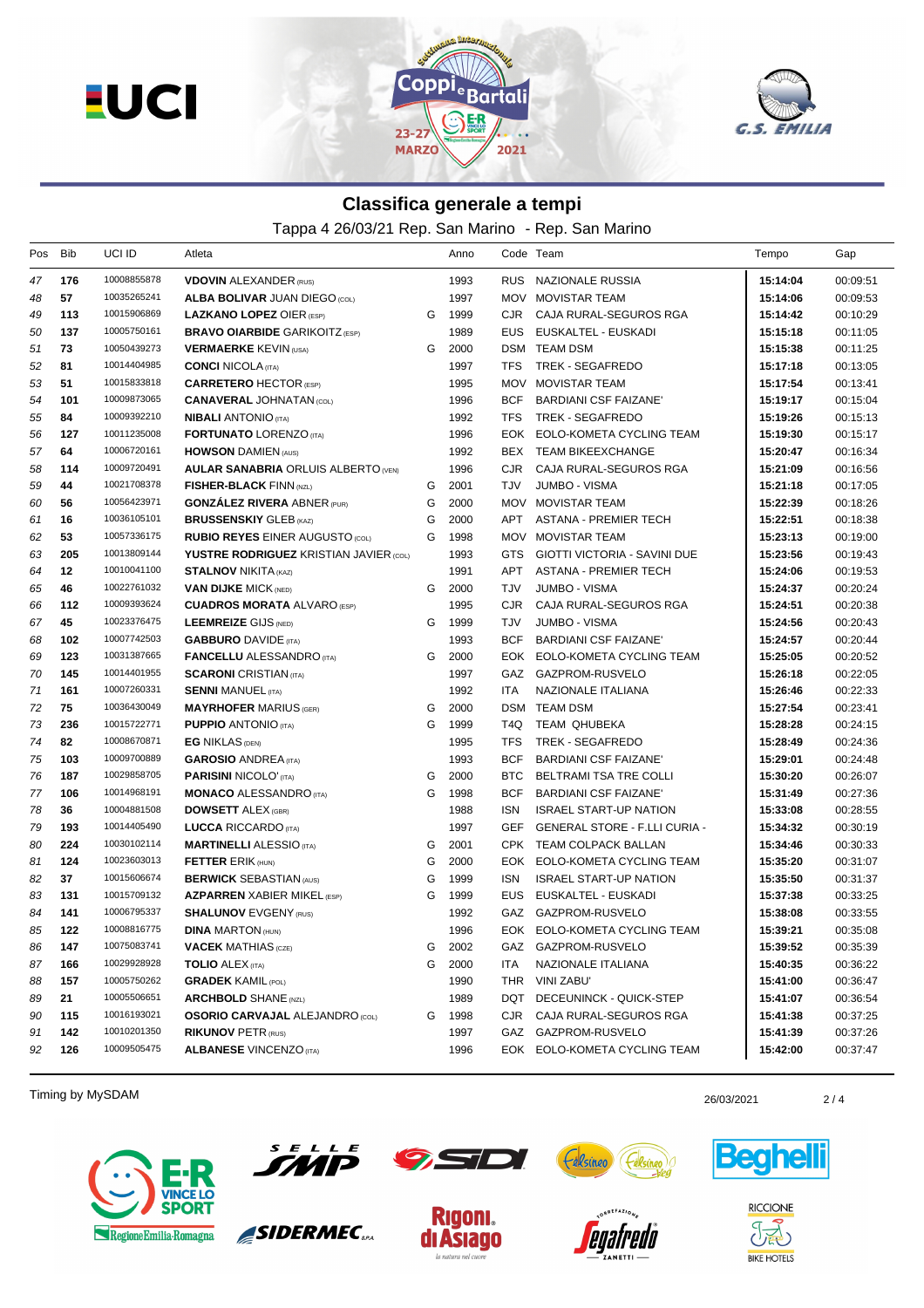## Classifica generale a tempi

Tappa 4 26/03/21 Rep. San Marino - Rep. San Marino

| Pos | Bib | UCI ID | Atleta | | Anno | Code | Team | Tempo | Gap |
|---|---|---|---|---|---|---|---|---|---|
| 47 | 176 | 10008855878 | **VDOVIN** ALEXANDER (RUS) | | 1993 | RUS | NAZIONALE RUSSIA | **15:14:04** | 00:09:51 |
| 48 | 57 | 10035265241 | **ALBA BOLIVAR** JUAN DIEGO (COL) | | 1997 | MOV | MOVISTAR TEAM | **15:14:06** | 00:09:53 |
| 49 | 113 | 10015906869 | **LAZKANO LOPEZ** OIER (ESP) | G | 1999 | CJR | CAJA RURAL-SEGUROS RGA | **15:14:42** | 00:10:29 |
| 50 | 137 | 10005750161 | **BRAVO OIARBIDE** GARIKOITZ (ESP) | | 1989 | EUS | EUSKALTEL - EUSKADI | **15:15:18** | 00:11:05 |
| 51 | 73 | 10050439273 | **VERMAERKE** KEVIN (USA) | G | 2000 | DSM | TEAM DSM | **15:15:38** | 00:11:25 |
| 52 | 81 | 10014404985 | **CONCI** NICOLA (ITA) | | 1997 | TFS | TREK - SEGAFREDO | **15:17:18** | 00:13:05 |
| 53 | 51 | 10015833818 | **CARRETERO** HECTOR (ESP) | | 1995 | MOV | MOVISTAR TEAM | **15:17:54** | 00:13:41 |
| 54 | 101 | 10009873065 | **CANAVERAL** JOHNATAN (COL) | | 1996 | BCF | BARDIANI CSF FAIZANE' | **15:19:17** | 00:15:04 |
| 55 | 84 | 10009392210 | **NIBALI** ANTONIO (ITA) | | 1992 | TFS | TREK - SEGAFREDO | **15:19:26** | 00:15:13 |
| 56 | 127 | 10011235008 | **FORTUNATO** LORENZO (ITA) | | 1996 | EOK | EOLO-KOMETA CYCLING TEAM | **15:19:30** | 00:15:17 |
| 57 | 64 | 10006720161 | **HOWSON** DAMIEN (AUS) | | 1992 | BEX | TEAM BIKEEXCHANGE | **15:20:47** | 00:16:34 |
| 58 | 114 | 10009720491 | **AULAR SANABRIA** ORLUIS ALBERTO (VEN) | | 1996 | CJR | CAJA RURAL-SEGUROS RGA | **15:21:09** | 00:16:56 |
| 59 | 44 | 10021708378 | **FISHER-BLACK** FINN (NZL) | G | 2001 | TJV | JUMBO - VISMA | **15:21:18** | 00:17:05 |
| 60 | 56 | 10056423971 | **GONZÁLEZ RIVERA** ABNER (PUR) | G | 2000 | MOV | MOVISTAR TEAM | **15:22:39** | 00:18:26 |
| 61 | 16 | 10036105101 | **BRUSSENSKIY** GLEB (KAZ) | G | 2000 | APT | ASTANA - PREMIER TECH | **15:22:51** | 00:18:38 |
| 62 | 53 | 10057336175 | **RUBIO REYES** EINER AUGUSTO (COL) | G | 1998 | MOV | MOVISTAR TEAM | **15:23:13** | 00:19:00 |
| 63 | 205 | 10013809144 | **YUSTRE RODRIGUEZ** KRISTIAN JAVIER (COL) | | 1993 | GTS | GIOTTI VICTORIA - SAVINI DUE | **15:23:56** | 00:19:43 |
| 64 | 12 | 10010041100 | **STALNOV** NIKITA (KAZ) | | 1991 | APT | ASTANA - PREMIER TECH | **15:24:06** | 00:19:53 |
| 65 | 46 | 10022761032 | **VAN DIJKE** MICK (NED) | G | 2000 | TJV | JUMBO - VISMA | **15:24:37** | 00:20:24 |
| 66 | 112 | 10009393624 | **CUADROS MORATA** ALVARO (ESP) | | 1995 | CJR | CAJA RURAL-SEGUROS RGA | **15:24:51** | 00:20:38 |
| 67 | 45 | 10023376475 | **LEEMREIZE** GIJS (NED) | G | 1999 | TJV | JUMBO - VISMA | **15:24:56** | 00:20:43 |
| 68 | 102 | 10007742503 | **GABBURO** DAVIDE (ITA) | | 1993 | BCF | BARDIANI CSF FAIZANE' | **15:24:57** | 00:20:44 |
| 69 | 123 | 10031387665 | **FANCELLU** ALESSANDRO (ITA) | G | 2000 | EOK | EOLO-KOMETA CYCLING TEAM | **15:25:05** | 00:20:52 |
| 70 | 145 | 10014401955 | **SCARONI** CRISTIAN (ITA) | | 1997 | GAZ | GAZPROM-RUSVELO | **15:26:18** | 00:22:05 |
| 71 | 161 | 10007260331 | **SENNI** MANUEL (ITA) | | 1992 | ITA | NAZIONALE ITALIANA | **15:26:46** | 00:22:33 |
| 72 | 75 | 10036430049 | **MAYRHOFER** MARIUS (GER) | G | 2000 | DSM | TEAM DSM | **15:27:54** | 00:23:41 |
| 73 | 236 | 10015722771 | **PUPPIO** ANTONIO (ITA) | G | 1999 | T4Q | TEAM QHUBEKA | **15:28:28** | 00:24:15 |
| 74 | 82 | 10008670871 | **EG** NIKLAS (DEN) | | 1995 | TFS | TREK - SEGAFREDO | **15:28:49** | 00:24:36 |
| 75 | 103 | 10009700889 | **GAROSIO** ANDREA (ITA) | | 1993 | BCF | BARDIANI CSF FAIZANE' | **15:29:01** | 00:24:48 |
| 76 | 187 | 10029858705 | **PARISINI** NICOLO' (ITA) | G | 2000 | BTC | BELTRAMI TSA TRE COLLI | **15:30:20** | 00:26:07 |
| 77 | 106 | 10014968191 | **MONACO** ALESSANDRO (ITA) | G | 1998 | BCF | BARDIANI CSF FAIZANE' | **15:31:49** | 00:27:36 |
| 78 | 36 | 10004881508 | **DOWSETT** ALEX (GBR) | | 1988 | ISN | ISRAEL START-UP NATION | **15:33:08** | 00:28:55 |
| 79 | 193 | 10014405490 | **LUCCA** RICCARDO (ITA) | | 1997 | GEF | GENERAL STORE - F.LLI CURIA - | **15:34:32** | 00:30:19 |
| 80 | 224 | 10030102114 | **MARTINELLI** ALESSIO (ITA) | G | 2001 | CPK | TEAM COLPACK BALLAN | **15:34:46** | 00:30:33 |
| 81 | 124 | 10023603013 | **FETTER** ERIK (HUN) | G | 2000 | EOK | EOLO-KOMETA CYCLING TEAM | **15:35:20** | 00:31:07 |
| 82 | 37 | 10015606674 | **BERWICK** SEBASTIAN (AUS) | G | 1999 | ISN | ISRAEL START-UP NATION | **15:35:50** | 00:31:37 |
| 83 | 131 | 10015709132 | **AZPARREN** XABIER MIKEL (ESP) | G | 1999 | EUS | EUSKALTEL - EUSKADI | **15:37:38** | 00:33:25 |
| 84 | 141 | 10006795337 | **SHALUNOV** EVGENY (RUS) | | 1992 | GAZ | GAZPROM-RUSVELO | **15:38:08** | 00:33:55 |
| 85 | 122 | 10008816775 | **DINA** MARTON (HUN) | | 1996 | EOK | EOLO-KOMETA CYCLING TEAM | **15:39:21** | 00:35:08 |
| 86 | 147 | 10075083741 | **VACEK** MATHIAS (CZE) | G | 2002 | GAZ | GAZPROM-RUSVELO | **15:39:52** | 00:35:39 |
| 87 | 166 | 10029928928 | **TOLIO** ALEX (ITA) | G | 2000 | ITA | NAZIONALE ITALIANA | **15:40:35** | 00:36:22 |
| 88 | 157 | 10005750262 | **GRADEK** KAMIL (POL) | | 1990 | THR | VINI ZABU' | **15:41:00** | 00:36:47 |
| 89 | 21 | 10005506651 | **ARCHBOLD** SHANE (NZL) | | 1989 | DQT | DECEUNINCK - QUICK-STEP | **15:41:07** | 00:36:54 |
| 90 | 115 | 10016193021 | **OSORIO CARVAJAL** ALEJANDRO (COL) | G | 1998 | CJR | CAJA RURAL-SEGUROS RGA | **15:41:38** | 00:37:25 |
| 91 | 142 | 10010201350 | **RIKUNOV** PETR (RUS) | | 1997 | GAZ | GAZPROM-RUSVELO | **15:41:39** | 00:37:26 |
| 92 | 126 | 10009505475 | **ALBANESE** VINCENZO (ITA) | | 1996 | EOK | EOLO-KOMETA CYCLING TEAM | **15:42:00** | 00:37:47 |

Timing by MySDAM

26/03/2021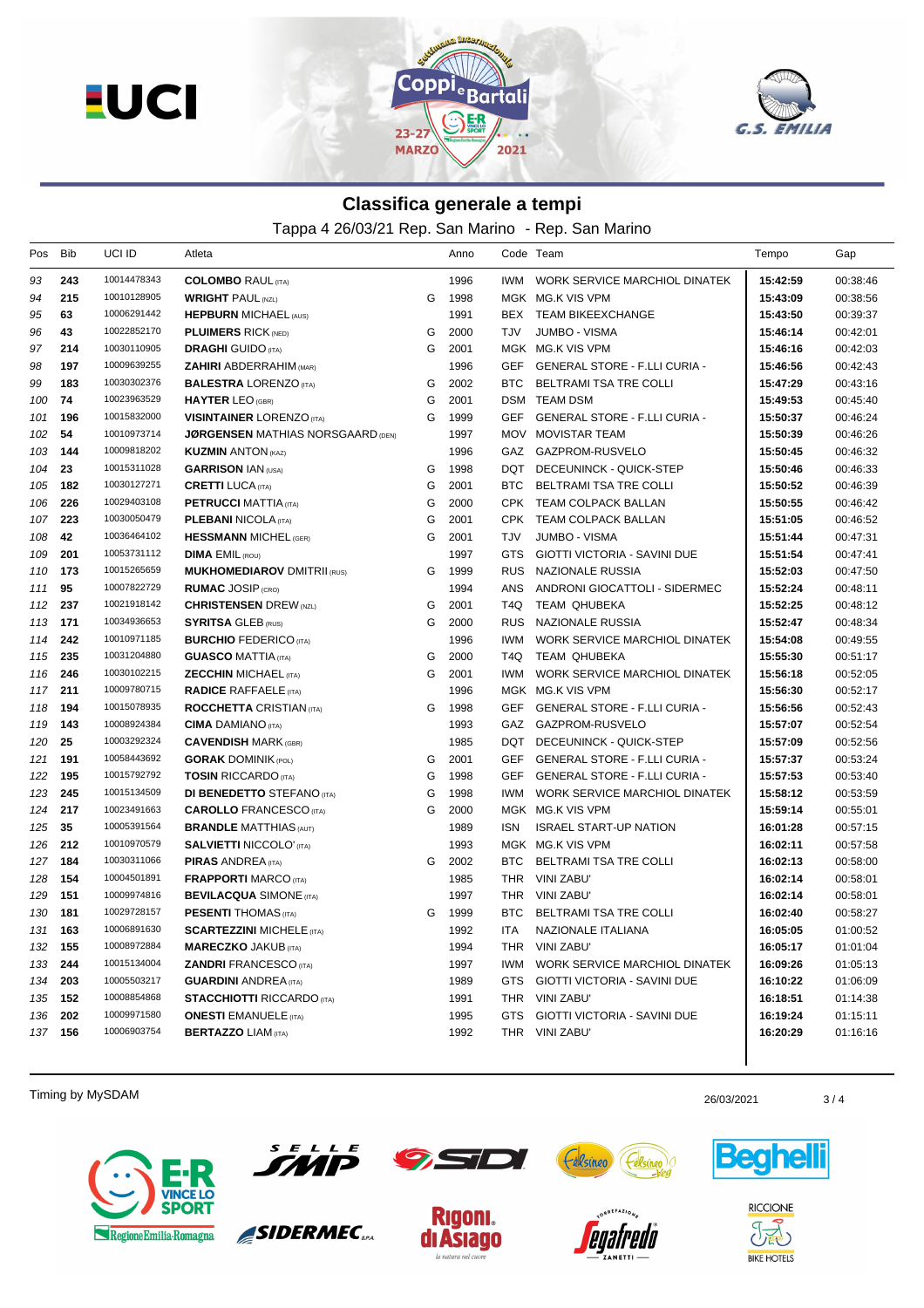# Classifica generale a tempi

Tappa 4 26/03/21 Rep. San Marino - Rep. San Marino

| Pos | Bib | UCI ID | Atleta | | Anno | Code | Team | Tempo | Gap |
|---|---|---|---|---|---|---|---|---|---|
| 93 | 243 | 10014478343 | **COLOMBO** RAUL (ITA) | | 1996 | IWM | WORK SERVICE MARCHIOL DINATEK | 15:42:59 | 00:38:46 |
| 94 | 215 | 10010128905 | **WRIGHT** PAUL (NZL) | G | 1998 | MGK | MG.K VIS VPM | 15:43:09 | 00:38:56 |
| 95 | 63 | 10006291442 | **HEPBURN** MICHAEL (AUS) | | 1991 | BEX | TEAM BIKEEXCHANGE | 15:43:50 | 00:39:37 |
| 96 | 43 | 10022852170 | **PLUIMERS** RICK (NED) | G | 2000 | TJV | JUMBO - VISMA | 15:46:14 | 00:42:01 |
| 97 | 214 | 10030110905 | **DRAGHI** GUIDO (ITA) | G | 2001 | MGK | MG.K VIS VPM | 15:46:16 | 00:42:03 |
| 98 | 197 | 10009639255 | **ZAHIRI** ABDERRAHIM (MAR) | | 1996 | GEF | GENERAL STORE - F.LLI CURIA - | 15:46:56 | 00:42:43 |
| 99 | 183 | 10030302376 | **BALESTRA** LORENZO (ITA) | G | 2002 | BTC | BELTRAMI TSA TRE COLLI | 15:47:29 | 00:43:16 |
| 100 | 74 | 10023963529 | **HAYTER** LEO (GBR) | G | 2001 | DSM | TEAM DSM | 15:49:53 | 00:45:40 |
| 101 | 196 | 10015832000 | **VISINTAINER** LORENZO (ITA) | G | 1999 | GEF | GENERAL STORE - F.LLI CURIA - | 15:50:37 | 00:46:24 |
| 102 | 54 | 10010973714 | **JØRGENSEN** MATHIAS NORSGAARD (DEN) | | 1997 | MOV | MOVISTAR TEAM | 15:50:39 | 00:46:26 |
| 103 | 144 | 10009818202 | **KUZMIN** ANTON (KAZ) | | 1996 | GAZ | GAZPROM-RUSVELO | 15:50:45 | 00:46:32 |
| 104 | 23 | 10015311028 | **GARRISON** IAN (USA) | G | 1998 | DQT | DECEUNINCK - QUICK-STEP | 15:50:46 | 00:46:33 |
| 105 | 182 | 10030127271 | **CRETTI** LUCA (ITA) | G | 2001 | BTC | BELTRAMI TSA TRE COLLI | 15:50:52 | 00:46:39 |
| 106 | 226 | 10029403108 | **PETRUCCI** MATTIA (ITA) | G | 2000 | CPK | TEAM COLPACK BALLAN | 15:50:55 | 00:46:42 |
| 107 | 223 | 10030050479 | **PLEBANI** NICOLA (ITA) | G | 2001 | CPK | TEAM COLPACK BALLAN | 15:51:05 | 00:46:52 |
| 108 | 42 | 10036464102 | **HESSMANN** MICHEL (GER) | G | 2001 | TJV | JUMBO - VISMA | 15:51:44 | 00:47:31 |
| 109 | 201 | 10053731112 | **DIMA** EMIL (ROU) | | 1997 | GTS | GIOTTI VICTORIA - SAVINI DUE | 15:51:54 | 00:47:41 |
| 110 | 173 | 10015265659 | **MUKHOMEDIAROV** DMITRII (RUS) | G | 1999 | RUS | NAZIONALE RUSSIA | 15:52:03 | 00:47:50 |
| 111 | 95 | 10007822729 | **RUMAC** JOSIP (CRO) | | 1994 | ANS | ANDRONI GIOCATTOLI - SIDERMEC | 15:52:24 | 00:48:11 |
| 112 | 237 | 10021918142 | **CHRISTENSEN** DREW (NZL) | G | 2001 | T4Q | TEAM QHUBEKA | 15:52:25 | 00:48:12 |
| 113 | 171 | 10034936653 | **SYRITSA** GLEB (RUS) | G | 2000 | RUS | NAZIONALE RUSSIA | 15:52:47 | 00:48:34 |
| 114 | 242 | 10010971185 | **BURCHIO** FEDERICO (ITA) | | 1996 | IWM | WORK SERVICE MARCHIOL DINATEK | 15:54:08 | 00:49:55 |
| 115 | 235 | 10031204880 | **GUASCO** MATTIA (ITA) | G | 2000 | T4Q | TEAM QHUBEKA | 15:55:30 | 00:51:17 |
| 116 | 246 | 10030102215 | **ZECCHIN** MICHAEL (ITA) | G | 2001 | IWM | WORK SERVICE MARCHIOL DINATEK | 15:56:18 | 00:52:05 |
| 117 | 211 | 10009780715 | **RADICE** RAFFAELE (ITA) | | 1996 | MGK | MG.K VIS VPM | 15:56:30 | 00:52:17 |
| 118 | 194 | 10015078935 | **ROCCHETTA** CRISTIAN (ITA) | G | 1998 | GEF | GENERAL STORE - F.LLI CURIA - | 15:56:56 | 00:52:43 |
| 119 | 143 | 10008924384 | **CIMA** DAMIANO (ITA) | | 1993 | GAZ | GAZPROM-RUSVELO | 15:57:07 | 00:52:54 |
| 120 | 25 | 10003292324 | **CAVENDISH** MARK (GBR) | | 1985 | DQT | DECEUNINCK - QUICK-STEP | 15:57:09 | 00:52:56 |
| 121 | 191 | 10058443692 | **GORAK** DOMINIK (POL) | G | 2001 | GEF | GENERAL STORE - F.LLI CURIA - | 15:57:37 | 00:53:24 |
| 122 | 195 | 10015792792 | **TOSIN** RICCARDO (ITA) | G | 1998 | GEF | GENERAL STORE - F.LLI CURIA - | 15:57:53 | 00:53:40 |
| 123 | 245 | 10015134509 | **DI BENEDETTO** STEFANO (ITA) | G | 1998 | IWM | WORK SERVICE MARCHIOL DINATEK | 15:58:12 | 00:53:59 |
| 124 | 217 | 10023491663 | **CAROLLO** FRANCESCO (ITA) | G | 2000 | MGK | MG.K VIS VPM | 15:59:14 | 00:55:01 |
| 125 | 35 | 10005391564 | **BRANDLE** MATTHIAS (AUT) | | 1989 | ISN | ISRAEL START-UP NATION | 16:01:28 | 00:57:15 |
| 126 | 212 | 10010970579 | **SALVIETTI** NICCOLO' (ITA) | | 1993 | MGK | MG.K VIS VPM | 16:02:11 | 00:57:58 |
| 127 | 184 | 10030311066 | **PIRAS** ANDREA (ITA) | G | 2002 | BTC | BELTRAMI TSA TRE COLLI | 16:02:13 | 00:58:00 |
| 128 | 154 | 10004501891 | **FRAPPORTI** MARCO (ITA) | | 1985 | THR | VINI ZABU' | 16:02:14 | 00:58:01 |
| 129 | 151 | 10009974816 | **BEVILACQUA** SIMONE (ITA) | | 1997 | THR | VINI ZABU' | 16:02:14 | 00:58:01 |
| 130 | 181 | 10029728157 | **PESENTI** THOMAS (ITA) | G | 1999 | BTC | BELTRAMI TSA TRE COLLI | 16:02:40 | 00:58:27 |
| 131 | 163 | 10006891630 | **SCARTEZZINI** MICHELE (ITA) | | 1992 | ITA | NAZIONALE ITALIANA | 16:05:05 | 01:00:52 |
| 132 | 155 | 10008972884 | **MARECZKO** JAKUB (ITA) | | 1994 | THR | VINI ZABU' | 16:05:17 | 01:01:04 |
| 133 | 244 | 10015134004 | **ZANDRI** FRANCESCO (ITA) | | 1997 | IWM | WORK SERVICE MARCHIOL DINATEK | 16:09:26 | 01:05:13 |
| 134 | 203 | 10005503217 | **GUARDINI** ANDREA (ITA) | | 1989 | GTS | GIOTTI VICTORIA - SAVINI DUE | 16:10:22 | 01:06:09 |
| 135 | 152 | 10008854868 | **STACCHIOTTI** RICCARDO (ITA) | | 1991 | THR | VINI ZABU' | 16:18:51 | 01:14:38 |
| 136 | 202 | 10009971580 | **ONESTI** EMANUELE (ITA) | | 1995 | GTS | GIOTTI VICTORIA - SAVINI DUE | 16:19:24 | 01:15:11 |
| 137 | 156 | 10006903754 | **BERTAZZO** LIAM (ITA) | | 1992 | THR | VINI ZABU' | 16:20:29 | 01:16:16 |

Timing by MySDAM

26/03/2021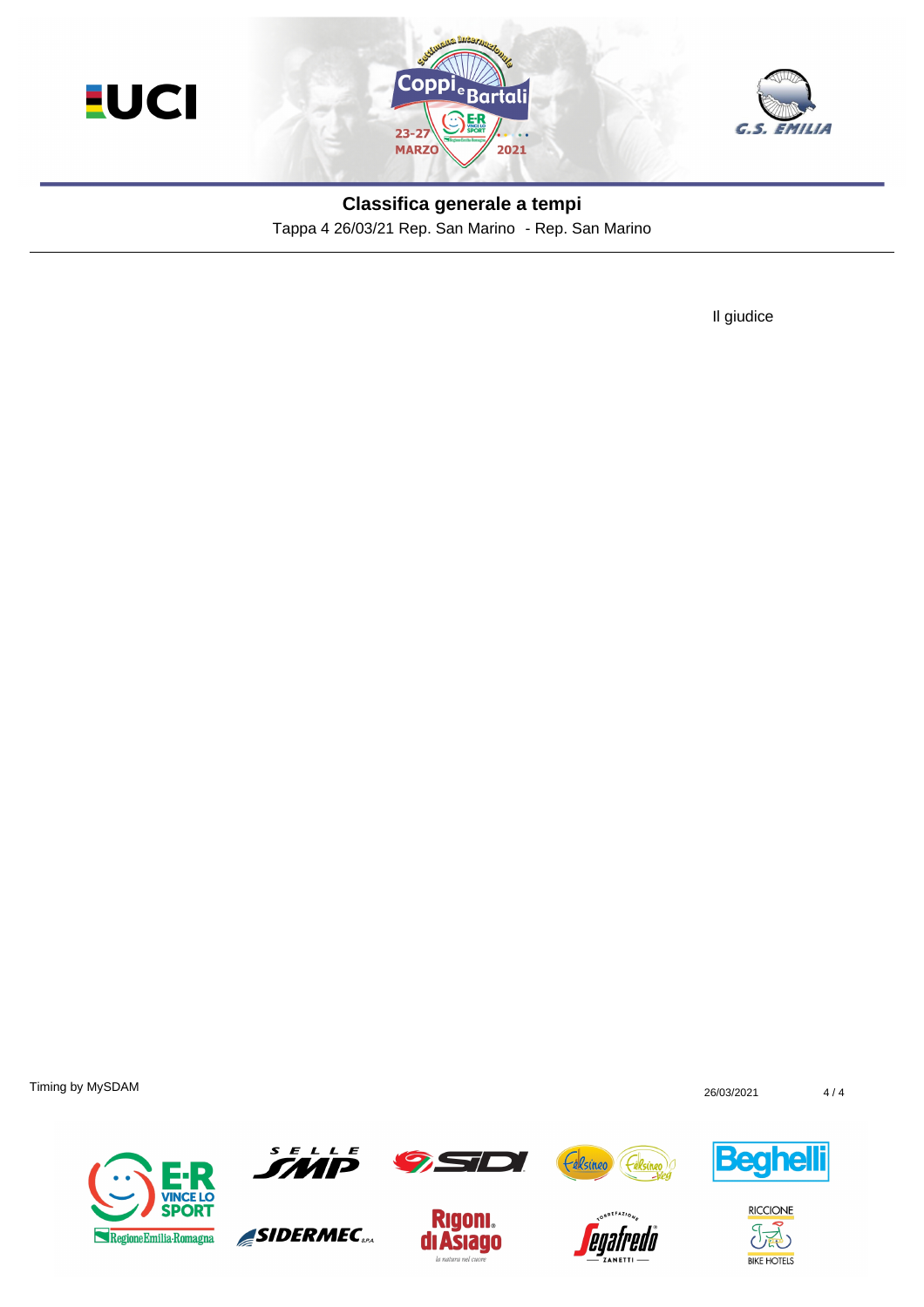**Classifica generale a tempi**

Tappa 4 26/03/21 Rep. San Marino - Rep. San Marino

Il giudice

Timing by MySDAM

26/03/2021